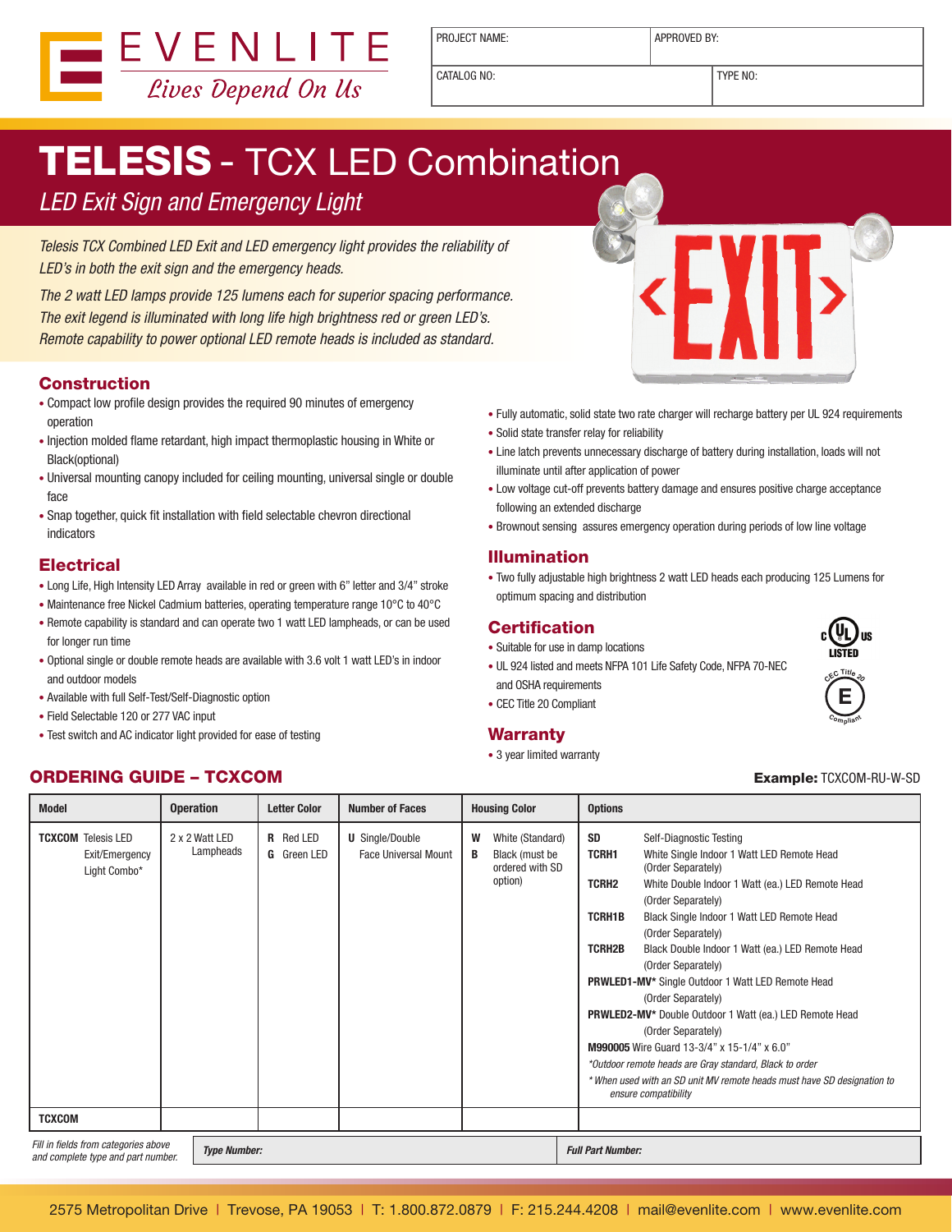EVENLITE
*Lives Depend On Us*

| PROJECT NAME: | APPROVED BY: |
|---|---|
| CATALOG NO: | TYPE NO: |

# TELESIS - TCX LED Combination

*LED Exit Sign and Emergency Light*

*Telesis TCX Combined LED Exit and LED emergency light provides the reliability of LED's in both the exit sign and the emergency heads.*

*The 2 watt LED lamps provide 125 lumens each for superior spacing performance. The exit legend is illuminated with long life high brightness red or green LED's. Remote capability to power optional LED remote heads is included as standard.*

## Construction

- Compact low profile design provides the required 90 minutes of emergency operation
- Injection molded flame retardant, high impact thermoplastic housing in White or Black(optional)
- Universal mounting canopy included for ceiling mounting, universal single or double face
- Snap together, quick fit installation with field selectable chevron directional indicators

## Electrical

- Long Life, High Intensity LED Array available in red or green with 6" letter and 3/4" stroke
- Maintenance free Nickel Cadmium batteries, operating temperature range 10°C to 40°C
- Remote capability is standard and can operate two 1 watt LED lampheads, or can be used for longer run time
- Optional single or double remote heads are available with 3.6 volt 1 watt LED's in indoor and outdoor models
- Available with full Self-Test/Self-Diagnostic option
- Field Selectable 120 or 277 VAC input
- Test switch and AC indicator light provided for ease of testing
- Fully automatic, solid state two rate charger will recharge battery per UL 924 requirements
- Solid state transfer relay for reliability
- Line latch prevents unnecessary discharge of battery during installation, loads will not illuminate until after application of power
- Low voltage cut-off prevents battery damage and ensures positive charge acceptance following an extended discharge
- Brownout sensing assures emergency operation during periods of low line voltage

## Illumination

- Two fully adjustable high brightness 2 watt LED heads each producing 125 Lumens for optimum spacing and distribution

## Certification

- Suitable for use in damp locations
- UL 924 listed and meets NFPA 101 Life Safety Code, NFPA 70-NEC and OSHA requirements
- CEC Title 20 Compliant

## Warranty

- 3 year limited warranty

## ORDERING GUIDE – TCXCOM

**Example:** TCXCOM-RU-W-SD

| Model | Operation | Letter Color | Number of Faces | Housing Color | Options |
|---|---|---|---|---|---|
| **TCXCOM** Telesis LED Exit/Emergency Light Combo* | 2 x 2 Watt LED Lampheads | **R** Red LED<br>**G** Green LED | **U** Single/Double Face Universal Mount | **W** White (Standard)<br>**B** Black (must be ordered with SD option) | **SD** Self-Diagnostic Testing<br>**TCRH1** White Single Indoor 1 Watt LED Remote Head (Order Separately)<br>**TCRH2** White Double Indoor 1 Watt (ea.) LED Remote Head (Order Separately)<br>**TCRH1B** Black Single Indoor 1 Watt LED Remote Head (Order Separately)<br>**TCRH2B** Black Double Indoor 1 Watt (ea.) LED Remote Head (Order Separately)<br>**PRWLED1-MV*** Single Outdoor 1 Watt LED Remote Head (Order Separately)<br>**PRWLED2-MV*** Double Outdoor 1 Watt (ea.) LED Remote Head (Order Separately)<br>**M990005** Wire Guard 13-3/4" x 15-1/4" x 6.0"<br>*\*Outdoor remote heads are Gray standard, Black to order*<br>*\* When used with an SD unit MV remote heads must have SD designation to ensure compatibility* |
| **TCXCOM** | | | | | |

*Fill in fields from categories above and complete type and part number.*

| ***Type Number:*** | ***Full Part Number:*** |
|---|---|

2575 Metropolitan Drive | Trevose, PA 19053 | T: 1.800.872.0879 | F: 215.244.4208 | mail@evenlite.com | www.evenlite.com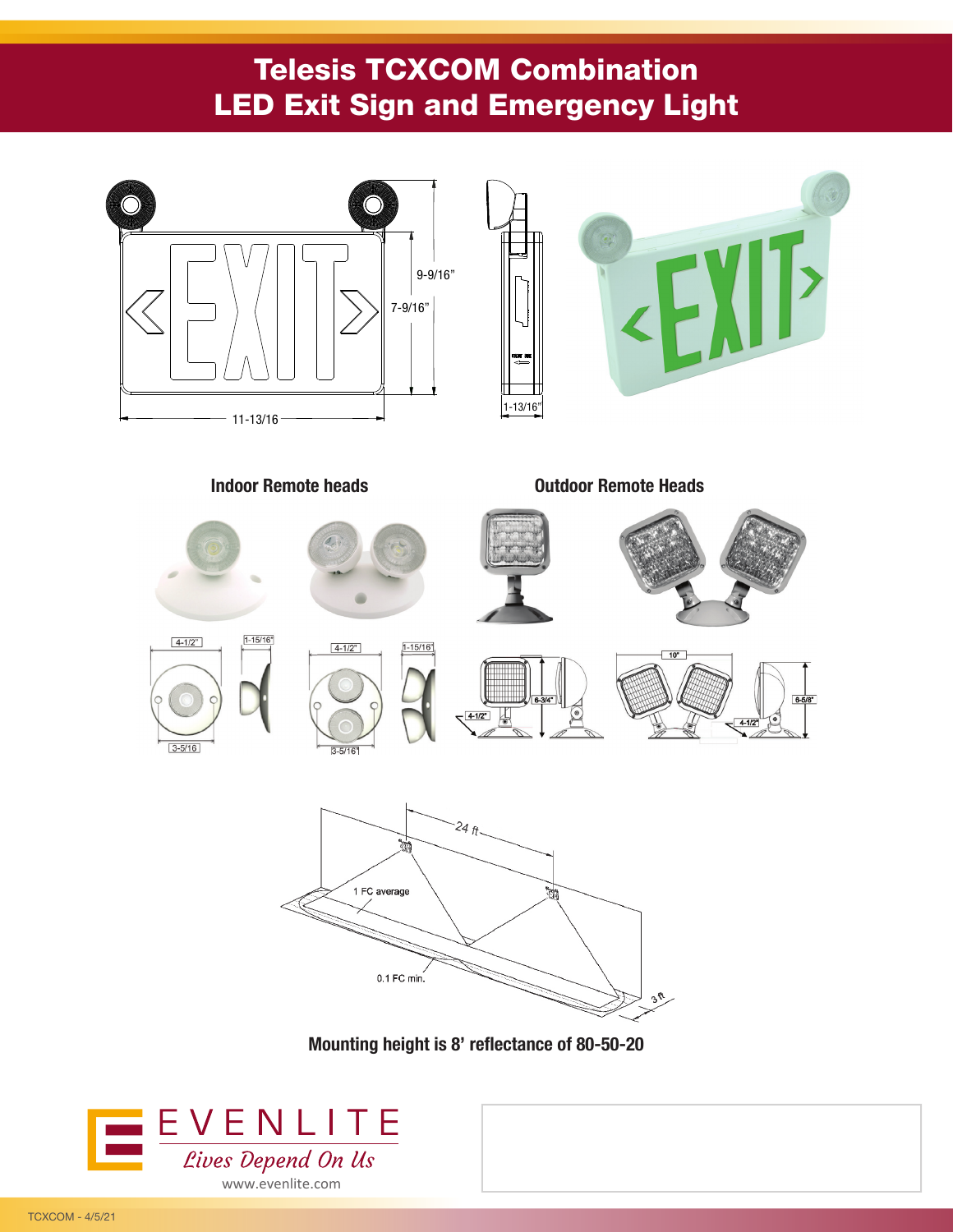# Telesis TCXCOM Combination LED Exit Sign and Emergency Light

9-9/16"

7-9/16"

11-13/16

1-13/16"

**Indoor Remote heads**

**Outdoor Remote Heads**

4-1/2"

1-15/16"

3-5/16

4-1/2"

1-15/16"

3-5/16"

6-3/4"

4-1/2"

10"

6-5/8"

4-1/2"

24 ft

1 FC average

0.1 FC min.

3 ft

**Mounting height is 8' reflectance of 80-50-20**

EVENLITE

*Lives Depend On Us*

www.evenlite.com

TCXCOM - 4/5/21